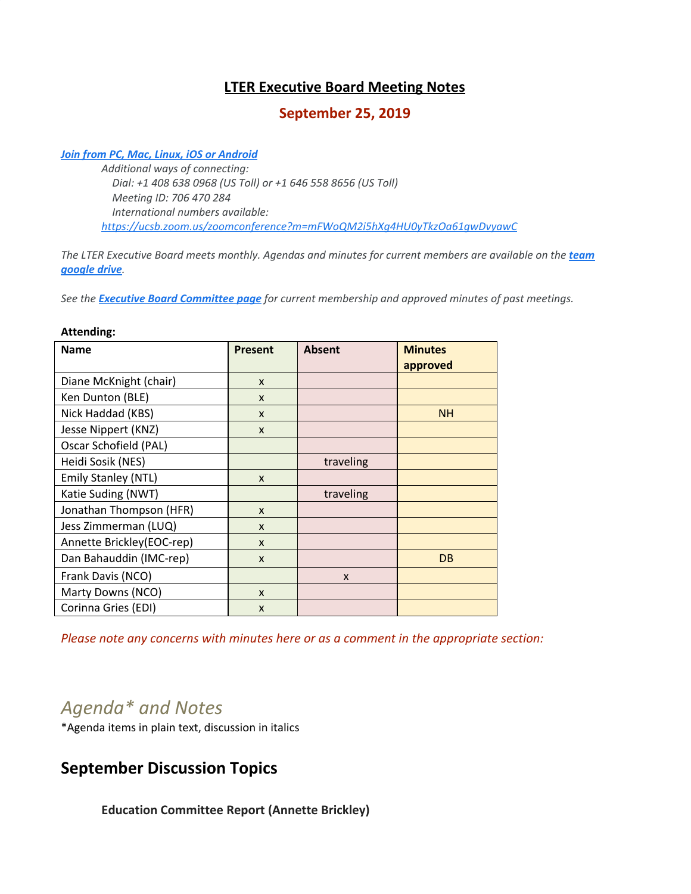# LTER Executive Board Meeting Notes

## September 25, 2019

***[Join from PC, Mac, Linux, iOS or Android](#)***

*Additional ways of connecting:*
*Dial: +1 408 638 0968 (US Toll) or +1 646 558 8656 (US Toll)*
*Meeting ID: 706 470 284*
*International numbers available:*
*https://ucsb.zoom.us/zoomconference?m=mFWoQM2i5hXg4HU0yTkzOa61gwDvyawC*

*The LTER Executive Board meets monthly. Agendas and minutes for current members are available on the* ***team google drive****.*

*See the* ***Executive Board Committee page*** *for current membership and approved minutes of past meetings.*

**Attending:**

| Name | Present | Absent | Minutes approved |
|---|---|---|---|
| Diane McKnight (chair) | x | | |
| Ken Dunton (BLE) | x | | |
| Nick Haddad (KBS) | x | | NH |
| Jesse Nippert (KNZ) | x | | |
| Oscar Schofield (PAL) | | | |
| Heidi Sosik (NES) | | traveling | |
| Emily Stanley (NTL) | x | | |
| Katie Suding (NWT) | | traveling | |
| Jonathan Thompson (HFR) | x | | |
| Jess Zimmerman (LUQ) | x | | |
| Annette Brickley(EOC-rep) | x | | |
| Dan Bahauddin (IMC-rep) | x | | DB |
| Frank Davis (NCO) | | x | |
| Marty Downs (NCO) | x | | |
| Corinna Gries (EDI) | x | | |

*Please note any concerns with minutes here or as a comment in the appropriate section:*

# *Agenda* and Notes*

*Agenda items in plain text, discussion in italics

## September Discussion Topics

### Education Committee Report (Annette Brickley)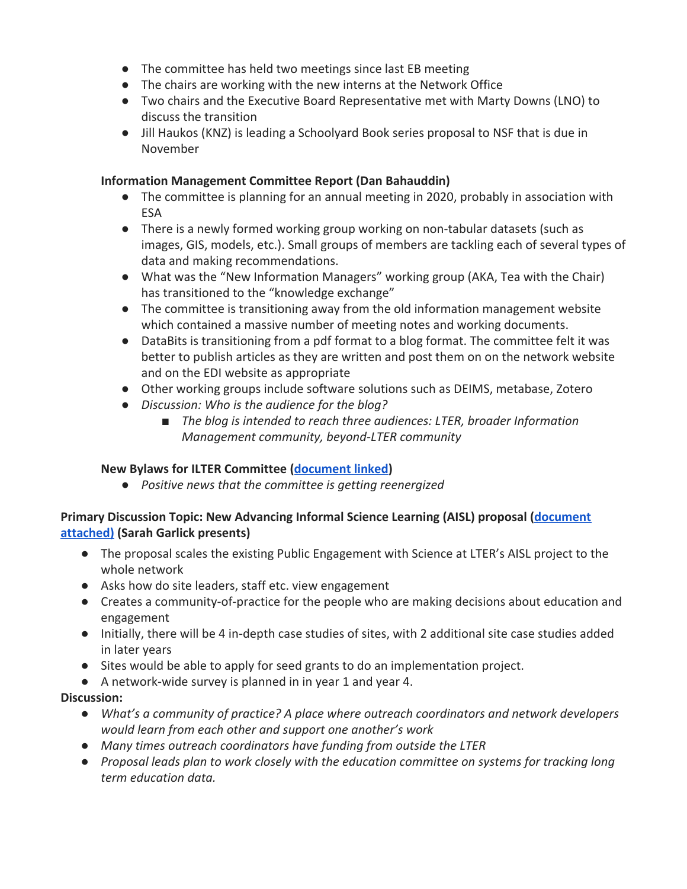- The committee has held two meetings since last EB meeting
- The chairs are working with the new interns at the Network Office
- Two chairs and the Executive Board Representative met with Marty Downs (LNO) to discuss the transition
- Jill Haukos (KNZ) is leading a Schoolyard Book series proposal to NSF that is due in November

**Information Management Committee Report (Dan Bahauddin)**

- The committee is planning for an annual meeting in 2020, probably in association with ESA
- There is a newly formed working group working on non-tabular datasets (such as images, GIS, models, etc.). Small groups of members are tackling each of several types of data and making recommendations.
- What was the "New Information Managers" working group (AKA, Tea with the Chair) has transitioned to the "knowledge exchange"
- The committee is transitioning away from the old information management website which contained a massive number of meeting notes and working documents.
- DataBits is transitioning from a pdf format to a blog format. The committee felt it was better to publish articles as they are written and post them on on the network website and on the EDI website as appropriate
- Other working groups include software solutions such as DEIMS, metabase, Zotero
- *Discussion: Who is the audience for the blog?*
    - *The blog is intended to reach three audiences: LTER, broader Information Management community, beyond-LTER community*

**New Bylaws for ILTER Committee ([document linked](#))**

- *Positive news that the committee is getting reenergized*

**Primary Discussion Topic: New Advancing Informal Science Learning (AISL) proposal ([document attached)](#) (Sarah Garlick presents)**

- The proposal scales the existing Public Engagement with Science at LTER's AISL project to the whole network
- Asks how do site leaders, staff etc. view engagement
- Creates a community-of-practice for the people who are making decisions about education and engagement
- Initially, there will be 4 in-depth case studies of sites, with 2 additional site case studies added in later years
- Sites would be able to apply for seed grants to do an implementation project.
- A network-wide survey is planned in in year 1 and year 4.

**Discussion:**

- *What's a community of practice? A place where outreach coordinators and network developers would learn from each other and support one another's work*
- *Many times outreach coordinators have funding from outside the LTER*
- *Proposal leads plan to work closely with the education committee on systems for tracking long term education data.*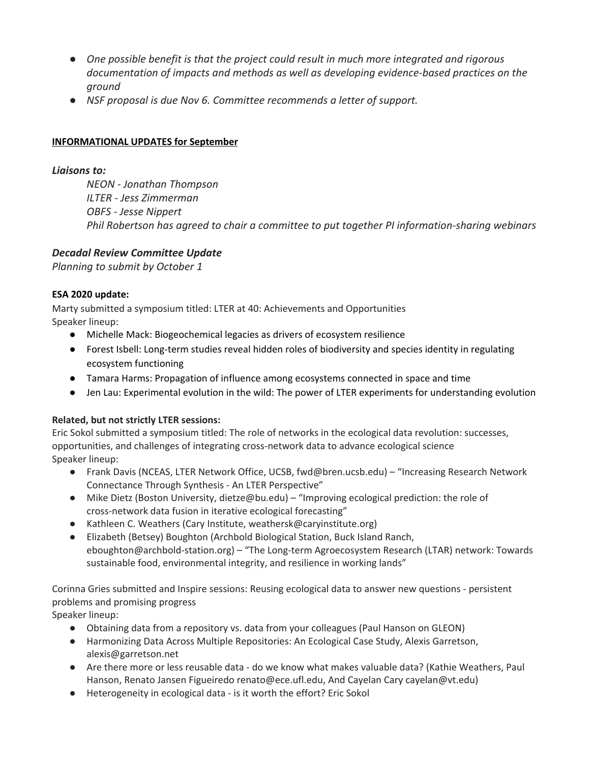- *One possible benefit is that the project could result in much more integrated and rigorous documentation of impacts and methods as well as developing evidence-based practices on the ground*
- *NSF proposal is due Nov 6. Committee recommends a letter of support.*

**INFORMATIONAL UPDATES for September**

### *Liaisons to:*

*NEON - Jonathan Thompson*
*ILTER - Jess Zimmerman*
*OBFS - Jesse Nippert*
*Phil Robertson has agreed to chair a committee to put together PI information-sharing webinars*

### *Decadal Review Committee Update*

*Planning to submit by October 1*

**ESA 2020 update:**

Marty submitted a symposium titled: LTER at 40: Achievements and Opportunities
Speaker lineup:

- Michelle Mack: Biogeochemical legacies as drivers of ecosystem resilience
- Forest Isbell: Long-term studies reveal hidden roles of biodiversity and species identity in regulating ecosystem functioning
- Tamara Harms: Propagation of influence among ecosystems connected in space and time
- Jen Lau: Experimental evolution in the wild: The power of LTER experiments for understanding evolution

**Related, but not strictly LTER sessions:**

Eric Sokol submitted a symposium titled: The role of networks in the ecological data revolution: successes, opportunities, and challenges of integrating cross-network data to advance ecological science
Speaker lineup:

- Frank Davis (NCEAS, LTER Network Office, UCSB, fwd@bren.ucsb.edu) – "Increasing Research Network Connectance Through Synthesis - An LTER Perspective"
- Mike Dietz (Boston University, dietze@bu.edu) – "Improving ecological prediction: the role of cross-network data fusion in iterative ecological forecasting"
- Kathleen C. Weathers (Cary Institute, weathersk@caryinstitute.org)
- Elizabeth (Betsey) Boughton (Archbold Biological Station, Buck Island Ranch, eboughton@archbold-station.org) – "The Long-term Agroecosystem Research (LTAR) network: Towards sustainable food, environmental integrity, and resilience in working lands"

Corinna Gries submitted and Inspire sessions: Reusing ecological data to answer new questions - persistent problems and promising progress
Speaker lineup:

- Obtaining data from a repository vs. data from your colleagues (Paul Hanson on GLEON)
- Harmonizing Data Across Multiple Repositories: An Ecological Case Study, Alexis Garretson, alexis@garretson.net
- Are there more or less reusable data - do we know what makes valuable data? (Kathie Weathers, Paul Hanson, Renato Jansen Figueiredo renato@ece.ufl.edu, And Cayelan Cary cayelan@vt.edu)
- Heterogeneity in ecological data - is it worth the effort? Eric Sokol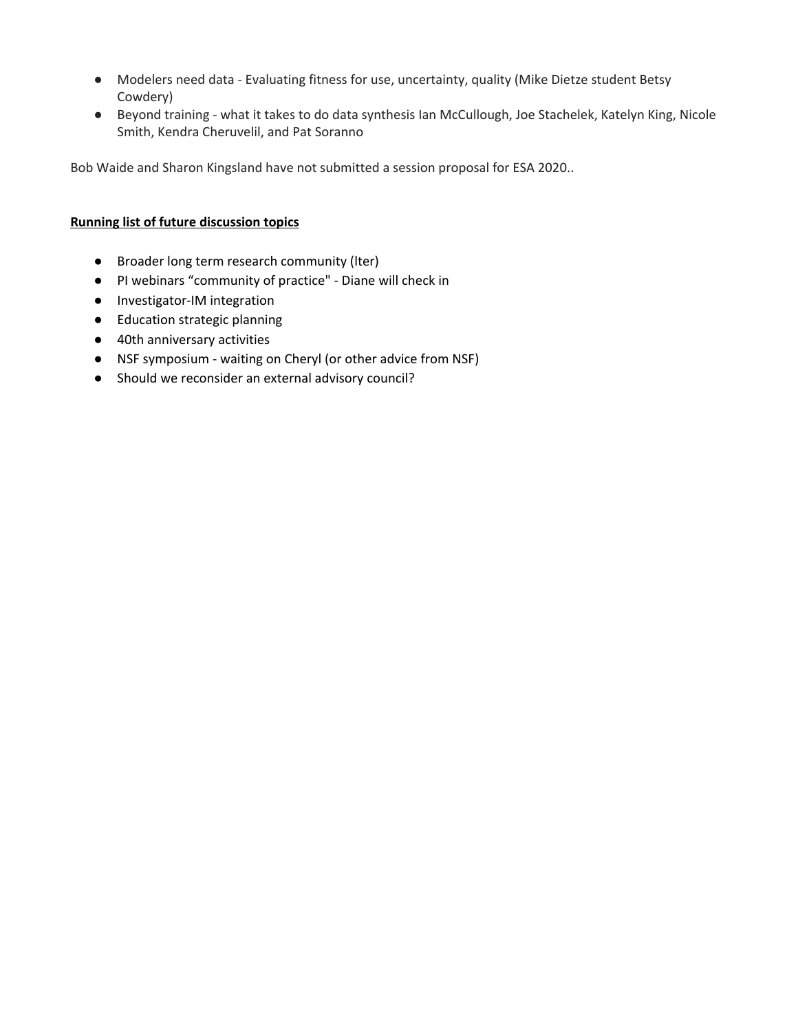- Modelers need data - Evaluating fitness for use, uncertainty, quality (Mike Dietze student Betsy Cowdery)
- Beyond training - what it takes to do data synthesis Ian McCullough, Joe Stachelek, Katelyn King, Nicole Smith, Kendra Cheruvelil, and Pat Soranno

Bob Waide and Sharon Kingsland have not submitted a session proposal for ESA 2020..

**Running list of future discussion topics**

- Broader long term research community (lter)
- PI webinars “community of practice" - Diane will check in
- Investigator-IM integration
- Education strategic planning
- 40th anniversary activities
- NSF symposium - waiting on Cheryl (or other advice from NSF)
- Should we reconsider an external advisory council?